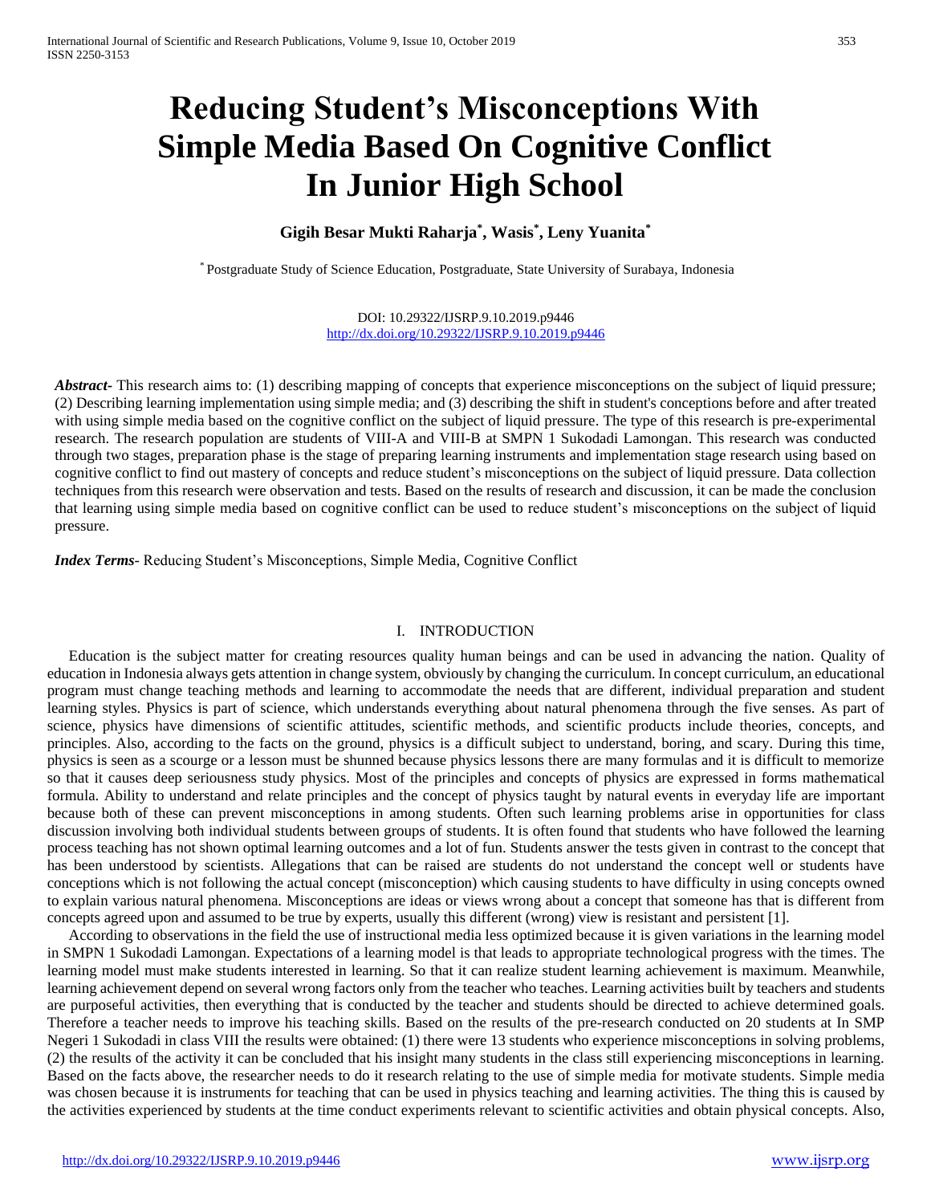# Reducing Student's Misconceptions With Simple Media Based On Cognitive Conflict In Junior High School

**Gigih Besar Mukti Raharja[*], Wasis[*], Leny Yuanita[*]**

[*] Postgraduate Study of Science Education, Postgraduate, State University of Surabaya, Indonesia

DOI: 10.29322/IJSRP.9.10.2019.p9446
http://dx.doi.org/10.29322/IJSRP.9.10.2019.p9446

***Abstract-*** This research aims to: (1) describing mapping of concepts that experience misconceptions on the subject of liquid pressure; (2) Describing learning implementation using simple media; and (3) describing the shift in student's conceptions before and after treated with using simple media based on the cognitive conflict on the subject of liquid pressure. The type of this research is pre-experimental research. The research population are students of VIII-A and VIII-B at SMPN 1 Sukodadi Lamongan. This research was conducted through two stages, preparation phase is the stage of preparing learning instruments and implementation stage research using based on cognitive conflict to find out mastery of concepts and reduce student's misconceptions on the subject of liquid pressure. Data collection techniques from this research were observation and tests. Based on the results of research and discussion, it can be made the conclusion that learning using simple media based on cognitive conflict can be used to reduce student's misconceptions on the subject of liquid pressure.

***Index Terms-*** Reducing Student's Misconceptions, Simple Media, Cognitive Conflict

## I. INTRODUCTION

Education is the subject matter for creating resources quality human beings and can be used in advancing the nation. Quality of education in Indonesia always gets attention in change system, obviously by changing the curriculum. In concept curriculum, an educational program must change teaching methods and learning to accommodate the needs that are different, individual preparation and student learning styles. Physics is part of science, which understands everything about natural phenomena through the five senses. As part of science, physics have dimensions of scientific attitudes, scientific methods, and scientific products include theories, concepts, and principles. Also, according to the facts on the ground, physics is a difficult subject to understand, boring, and scary. During this time, physics is seen as a scourge or a lesson must be shunned because physics lessons there are many formulas and it is difficult to memorize so that it causes deep seriousness study physics. Most of the principles and concepts of physics are expressed in forms mathematical formula. Ability to understand and relate principles and the concept of physics taught by natural events in everyday life are important because both of these can prevent misconceptions in among students. Often such learning problems arise in opportunities for class discussion involving both individual students between groups of students. It is often found that students who have followed the learning process teaching has not shown optimal learning outcomes and a lot of fun. Students answer the tests given in contrast to the concept that has been understood by scientists. Allegations that can be raised are students do not understand the concept well or students have conceptions which is not following the actual concept (misconception) which causing students to have difficulty in using concepts owned to explain various natural phenomena. Misconceptions are ideas or views wrong about a concept that someone has that is different from concepts agreed upon and assumed to be true by experts, usually this different (wrong) view is resistant and persistent [1].

According to observations in the field the use of instructional media less optimized because it is given variations in the learning model in SMPN 1 Sukodadi Lamongan. Expectations of a learning model is that leads to appropriate technological progress with the times. The learning model must make students interested in learning. So that it can realize student learning achievement is maximum. Meanwhile, learning achievement depend on several wrong factors only from the teacher who teaches. Learning activities built by teachers and students are purposeful activities, then everything that is conducted by the teacher and students should be directed to achieve determined goals. Therefore a teacher needs to improve his teaching skills. Based on the results of the pre-research conducted on 20 students at In SMP Negeri 1 Sukodadi in class VIII the results were obtained: (1) there were 13 students who experience misconceptions in solving problems, (2) the results of the activity it can be concluded that his insight many students in the class still experiencing misconceptions in learning. Based on the facts above, the researcher needs to do it research relating to the use of simple media for motivate students. Simple media was chosen because it is instruments for teaching that can be used in physics teaching and learning activities. The thing this is caused by the activities experienced by students at the time conduct experiments relevant to scientific activities and obtain physical concepts. Also,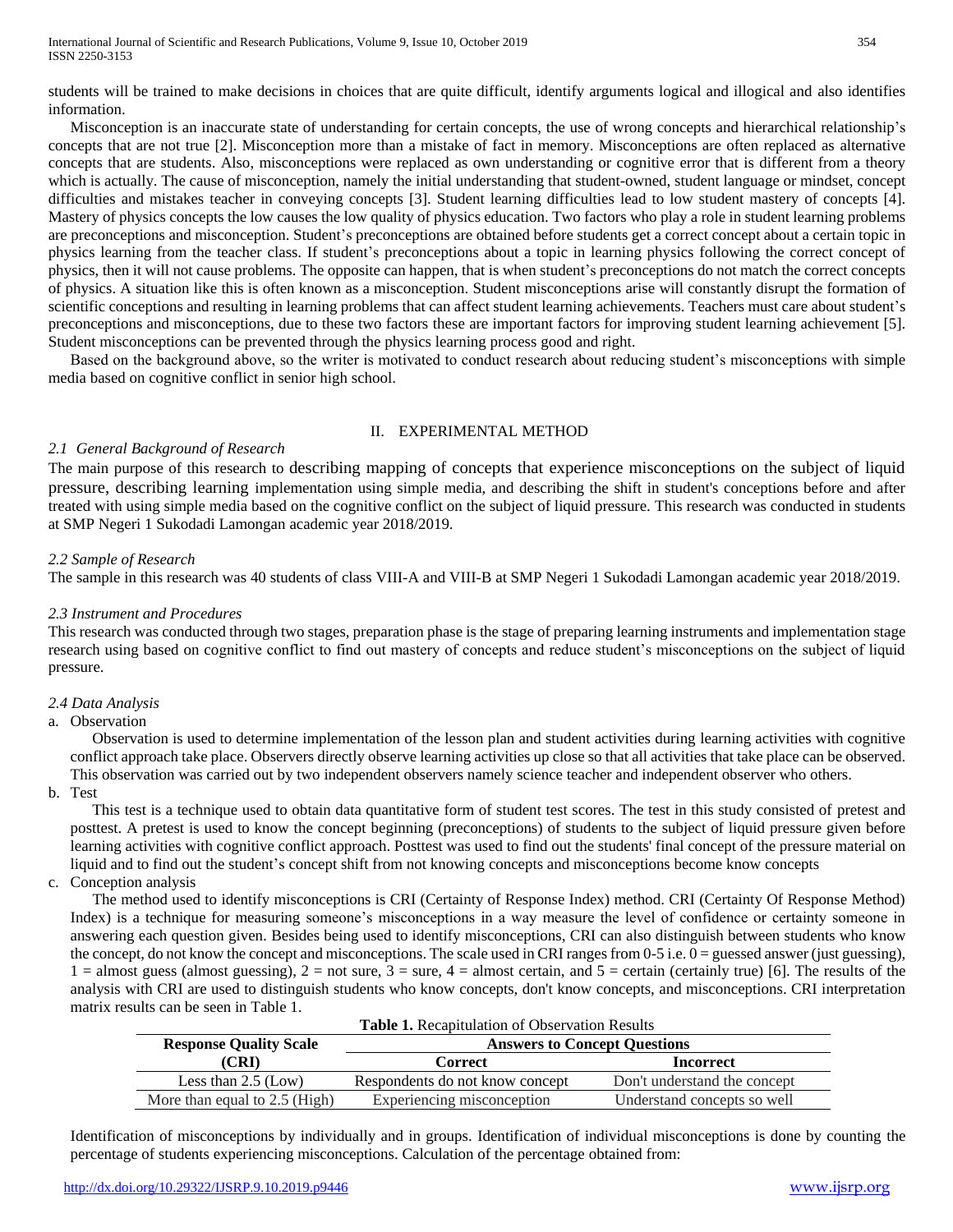students will be trained to make decisions in choices that are quite difficult, identify arguments logical and illogical and also identifies information.

Misconception is an inaccurate state of understanding for certain concepts, the use of wrong concepts and hierarchical relationship's concepts that are not true [2]. Misconception more than a mistake of fact in memory. Misconceptions are often replaced as alternative concepts that are students. Also, misconceptions were replaced as own understanding or cognitive error that is different from a theory which is actually. The cause of misconception, namely the initial understanding that student-owned, student language or mindset, concept difficulties and mistakes teacher in conveying concepts [3]. Student learning difficulties lead to low student mastery of concepts [4]. Mastery of physics concepts the low causes the low quality of physics education. Two factors who play a role in student learning problems are preconceptions and misconception. Student's preconceptions are obtained before students get a correct concept about a certain topic in physics learning from the teacher class. If student's preconceptions about a topic in learning physics following the correct concept of physics, then it will not cause problems. The opposite can happen, that is when student's preconceptions do not match the correct concepts of physics. A situation like this is often known as a misconception. Student misconceptions arise will constantly disrupt the formation of scientific conceptions and resulting in learning problems that can affect student learning achievements. Teachers must care about student's preconceptions and misconceptions, due to these two factors these are important factors for improving student learning achievement [5]. Student misconceptions can be prevented through the physics learning process good and right.

Based on the background above, so the writer is motivated to conduct research about reducing student's misconceptions with simple media based on cognitive conflict in senior high school.

## II. EXPERIMENTAL METHOD

### *2.1 General Background of Research*

The main purpose of this research to describing mapping of concepts that experience misconceptions on the subject of liquid pressure, describing learning implementation using simple media, and describing the shift in student's conceptions before and after treated with using simple media based on the cognitive conflict on the subject of liquid pressure. This research was conducted in students at SMP Negeri 1 Sukodadi Lamongan academic year 2018/2019.

### *2.2 Sample of Research*

The sample in this research was 40 students of class VIII-A and VIII-B at SMP Negeri 1 Sukodadi Lamongan academic year 2018/2019.

### *2.3 Instrument and Procedures*

This research was conducted through two stages, preparation phase is the stage of preparing learning instruments and implementation stage research using based on cognitive conflict to find out mastery of concepts and reduce student's misconceptions on the subject of liquid pressure.

### *2.4 Data Analysis*

a. Observation

Observation is used to determine implementation of the lesson plan and student activities during learning activities with cognitive conflict approach take place. Observers directly observe learning activities up close so that all activities that take place can be observed. This observation was carried out by two independent observers namely science teacher and independent observer who others.

b. Test

This test is a technique used to obtain data quantitative form of student test scores. The test in this study consisted of pretest and posttest. A pretest is used to know the concept beginning (preconceptions) of students to the subject of liquid pressure given before learning activities with cognitive conflict approach. Posttest was used to find out the students' final concept of the pressure material on liquid and to find out the student's concept shift from not knowing concepts and misconceptions become know concepts

c. Conception analysis

The method used to identify misconceptions is CRI (Certainty of Response Index) method. CRI (Certainty Of Response Method) Index) is a technique for measuring someone's misconceptions in a way measure the level of confidence or certainty someone in answering each question given. Besides being used to identify misconceptions, CRI can also distinguish between students who know the concept, do not know the concept and misconceptions. The scale used in CRI ranges from 0-5 i.e. 0 = guessed answer (just guessing), 1 = almost guess (almost guessing), 2 = not sure, 3 = sure, 4 = almost certain, and 5 = certain (certainly true) [6]. The results of the analysis with CRI are used to distinguish students who know concepts, don't know concepts, and misconceptions. CRI interpretation matrix results can be seen in Table 1.

**Table 1.** Recapitulation of Observation Results

| **Response Quality Scale (CRI)** | **Answers to Concept Questions** | |
|---|---|---|
| | **Correct** | **Incorrect** |
| Less than 2.5 (Low) | Respondents do not know concept | Don't understand the concept |
| More than equal to 2.5 (High) | Experiencing misconception | Understand concepts so well |

Identification of misconceptions by individually and in groups. Identification of individual misconceptions is done by counting the percentage of students experiencing misconceptions. Calculation of the percentage obtained from: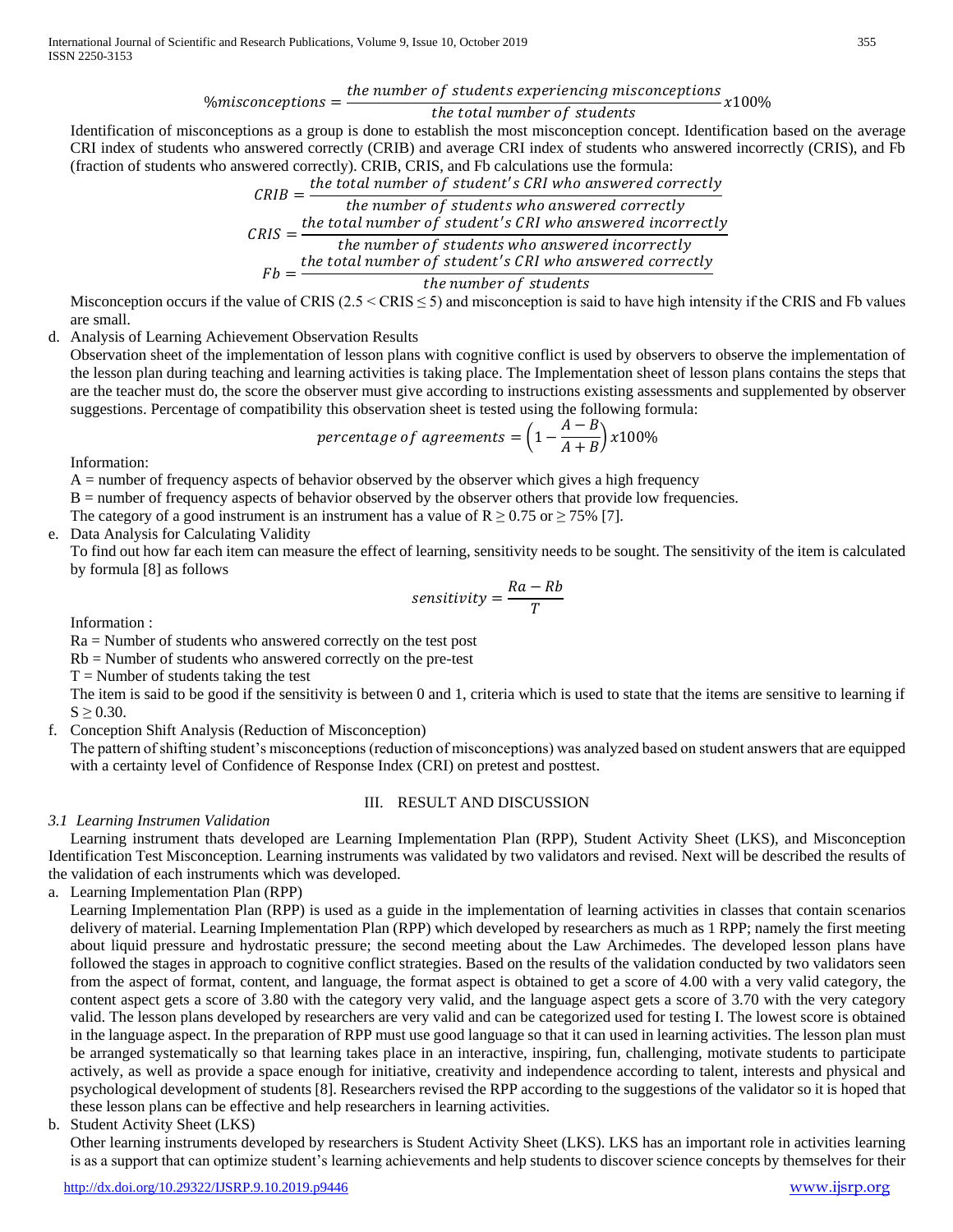$$\%misconceptions = \frac{the\ number\ of\ students\ experiencing\ misconceptions}{the\ total\ number\ of\ students} x100\%$$

Identification of misconceptions as a group is done to establish the most misconception concept. Identification based on the average CRI index of students who answered correctly (CRIB) and average CRI index of students who answered incorrectly (CRIS), and Fb (fraction of students who answered correctly). CRIB, CRIS, and Fb calculations use the formula:

$$CRIB = \frac{the\ total\ number\ of\ student's\ CRI\ who\ answered\ correctly}{the\ number\ of\ students\ who\ answered\ correctly}$$

$$CRIS = \frac{the\ total\ number\ of\ student's\ CRI\ who\ answered\ incorrectly}{the\ number\ of\ students\ who\ answered\ incorrectly}$$

$$Fb = \frac{the\ total\ number\ of\ student's\ CRI\ who\ answered\ correctly}{the\ number\ of\ students}$$

Misconception occurs if the value of CRIS ($2.5 < CRIS \leq 5$) and misconception is said to have high intensity if the CRIS and Fb values are small.

d. Analysis of Learning Achievement Observation Results

Observation sheet of the implementation of lesson plans with cognitive conflict is used by observers to observe the implementation of the lesson plan during teaching and learning activities is taking place. The Implementation sheet of lesson plans contains the steps that are the teacher must do, the score the observer must give according to instructions existing assessments and supplemented by observer suggestions. Percentage of compatibility this observation sheet is tested using the following formula:

$$percentage\ of\ agreements = \left(1 - \frac{A - B}{A + B}\right) x100\%$$

Information:

A = number of frequency aspects of behavior observed by the observer which gives a high frequency

B = number of frequency aspects of behavior observed by the observer others that provide low frequencies.

The category of a good instrument is an instrument has a value of $R \geq 0.75$ or $\geq 75\%$ [7].

e. Data Analysis for Calculating Validity

To find out how far each item can measure the effect of learning, sensitivity needs to be sought. The sensitivity of the item is calculated by formula [8] as follows

$$sensitivity = \frac{Ra - Rb}{T}$$

Information :

Ra = Number of students who answered correctly on the test post

Rb = Number of students who answered correctly on the pre-test

T = Number of students taking the test

The item is said to be good if the sensitivity is between 0 and 1, criteria which is used to state that the items are sensitive to learning if $S \geq 0.30$.

f. Conception Shift Analysis (Reduction of Misconception)

The pattern of shifting student's misconceptions (reduction of misconceptions) was analyzed based on student answers that are equipped with a certainty level of Confidence of Response Index (CRI) on pretest and posttest.

## III. RESULT AND DISCUSSION

### *3.1 Learning Instrumen Validation*

Learning instrument thats developed are Learning Implementation Plan (RPP), Student Activity Sheet (LKS), and Misconception Identification Test Misconception. Learning instruments was validated by two validators and revised. Next will be described the results of the validation of each instruments which was developed.

a. Learning Implementation Plan (RPP)

Learning Implementation Plan (RPP) is used as a guide in the implementation of learning activities in classes that contain scenarios delivery of material. Learning Implementation Plan (RPP) which developed by researchers as much as 1 RPP; namely the first meeting about liquid pressure and hydrostatic pressure; the second meeting about the Law Archimedes. The developed lesson plans have followed the stages in approach to cognitive conflict strategies. Based on the results of the validation conducted by two validators seen from the aspect of format, content, and language, the format aspect is obtained to get a score of 4.00 with a very valid category, the content aspect gets a score of 3.80 with the category very valid, and the language aspect gets a score of 3.70 with the very category valid. The lesson plans developed by researchers are very valid and can be categorized used for testing I. The lowest score is obtained in the language aspect. In the preparation of RPP must use good language so that it can used in learning activities. The lesson plan must be arranged systematically so that learning takes place in an interactive, inspiring, fun, challenging, motivate students to participate actively, as well as provide a space enough for initiative, creativity and independence according to talent, interests and physical and psychological development of students [8]. Researchers revised the RPP according to the suggestions of the validator so it is hoped that these lesson plans can be effective and help researchers in learning activities.

b. Student Activity Sheet (LKS)

Other learning instruments developed by researchers is Student Activity Sheet (LKS). LKS has an important role in activities learning is as a support that can optimize student's learning achievements and help students to discover science concepts by themselves for their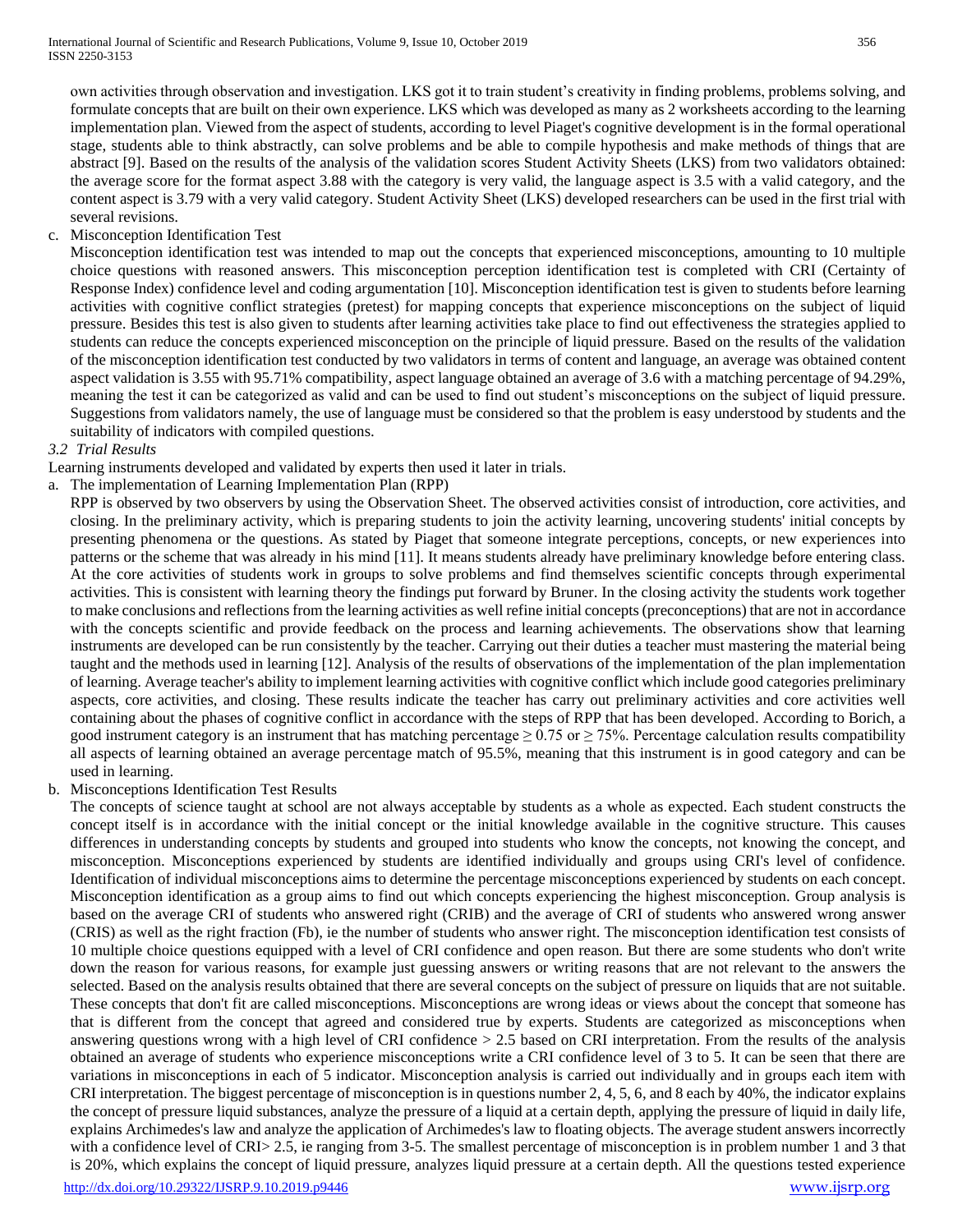own activities through observation and investigation. LKS got it to train student's creativity in finding problems, problems solving, and formulate concepts that are built on their own experience. LKS which was developed as many as 2 worksheets according to the learning implementation plan. Viewed from the aspect of students, according to level Piaget's cognitive development is in the formal operational stage, students able to think abstractly, can solve problems and be able to compile hypothesis and make methods of things that are abstract [9]. Based on the results of the analysis of the validation scores Student Activity Sheets (LKS) from two validators obtained: the average score for the format aspect 3.88 with the category is very valid, the language aspect is 3.5 with a valid category, and the content aspect is 3.79 with a very valid category. Student Activity Sheet (LKS) developed researchers can be used in the first trial with several revisions.

c. Misconception Identification Test

Misconception identification test was intended to map out the concepts that experienced misconceptions, amounting to 10 multiple choice questions with reasoned answers. This misconception perception identification test is completed with CRI (Certainty of Response Index) confidence level and coding argumentation [10]. Misconception identification test is given to students before learning activities with cognitive conflict strategies (pretest) for mapping concepts that experience misconceptions on the subject of liquid pressure. Besides this test is also given to students after learning activities take place to find out effectiveness the strategies applied to students can reduce the concepts experienced misconception on the principle of liquid pressure. Based on the results of the validation of the misconception identification test conducted by two validators in terms of content and language, an average was obtained content aspect validation is 3.55 with 95.71% compatibility, aspect language obtained an average of 3.6 with a matching percentage of 94.29%, meaning the test it can be categorized as valid and can be used to find out student's misconceptions on the subject of liquid pressure. Suggestions from validators namely, the use of language must be considered so that the problem is easy understood by students and the suitability of indicators with compiled questions.

### *3.2 Trial Results*

Learning instruments developed and validated by experts then used it later in trials.

a. The implementation of Learning Implementation Plan (RPP)

RPP is observed by two observers by using the Observation Sheet. The observed activities consist of introduction, core activities, and closing. In the preliminary activity, which is preparing students to join the activity learning, uncovering students' initial concepts by presenting phenomena or the questions. As stated by Piaget that someone integrate perceptions, concepts, or new experiences into patterns or the scheme that was already in his mind [11]. It means students already have preliminary knowledge before entering class. At the core activities of students work in groups to solve problems and find themselves scientific concepts through experimental activities. This is consistent with learning theory the findings put forward by Bruner. In the closing activity the students work together to make conclusions and reflections from the learning activities as well refine initial concepts (preconceptions) that are not in accordance with the concepts scientific and provide feedback on the process and learning achievements. The observations show that learning instruments are developed can be run consistently by the teacher. Carrying out their duties a teacher must mastering the material being taught and the methods used in learning [12]. Analysis of the results of observations of the implementation of the plan implementation of learning. Average teacher's ability to implement learning activities with cognitive conflict which include good categories preliminary aspects, core activities, and closing. These results indicate the teacher has carry out preliminary activities and core activities well containing about the phases of cognitive conflict in accordance with the steps of RPP that has been developed. According to Borich, a good instrument category is an instrument that has matching percentage $\geq 0.75$ or $\geq 75\%$. Percentage calculation results compatibility all aspects of learning obtained an average percentage match of 95.5%, meaning that this instrument is in good category and can be used in learning.

b. Misconceptions Identification Test Results

The concepts of science taught at school are not always acceptable by students as a whole as expected. Each student constructs the concept itself is in accordance with the initial concept or the initial knowledge available in the cognitive structure. This causes differences in understanding concepts by students and grouped into students who know the concepts, not knowing the concept, and misconception. Misconceptions experienced by students are identified individually and groups using CRI's level of confidence. Identification of individual misconceptions aims to determine the percentage misconceptions experienced by students on each concept. Misconception identification as a group aims to find out which concepts experiencing the highest misconception. Group analysis is based on the average CRI of students who answered right (CRIB) and the average of CRI of students who answered wrong answer (CRIS) as well as the right fraction (Fb), ie the number of students who answer right. The misconception identification test consists of 10 multiple choice questions equipped with a level of CRI confidence and open reason. But there are some students who don't write down the reason for various reasons, for example just guessing answers or writing reasons that are not relevant to the answers the selected. Based on the analysis results obtained that there are several concepts on the subject of pressure on liquids that are not suitable. These concepts that don't fit are called misconceptions. Misconceptions are wrong ideas or views about the concept that someone has that is different from the concept that agreed and considered true by experts. Students are categorized as misconceptions when answering questions wrong with a high level of CRI confidence $> 2.5$ based on CRI interpretation. From the results of the analysis obtained an average of students who experience misconceptions write a CRI confidence level of 3 to 5. It can be seen that there are variations in misconceptions in each of 5 indicator. Misconception analysis is carried out individually and in groups each item with CRI interpretation. The biggest percentage of misconception is in questions number 2, 4, 5, 6, and 8 each by 40%, the indicator explains the concept of pressure liquid substances, analyze the pressure of a liquid at a certain depth, applying the pressure of liquid in daily life, explains Archimedes's law and analyze the application of Archimedes's law to floating objects. The average student answers incorrectly with a confidence level of CRI> 2.5, ie ranging from 3-5. The smallest percentage of misconception is in problem number 1 and 3 that is 20%, which explains the concept of liquid pressure, analyzes liquid pressure at a certain depth. All the questions tested experience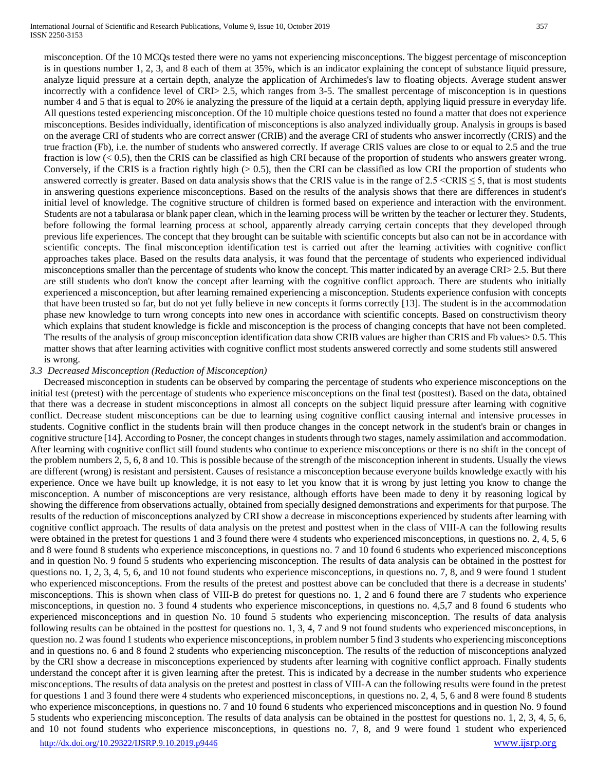misconception. Of the 10 MCQs tested there were no yams not experiencing misconceptions. The biggest percentage of misconception is in questions number 1, 2, 3, and 8 each of them at 35%, which is an indicator explaining the concept of substance liquid pressure, analyze liquid pressure at a certain depth, analyze the application of Archimedes's law to floating objects. Average student answer incorrectly with a confidence level of CRI> 2.5, which ranges from 3-5. The smallest percentage of misconception is in questions number 4 and 5 that is equal to 20% ie analyzing the pressure of the liquid at a certain depth, applying liquid pressure in everyday life. All questions tested experiencing misconception. Of the 10 multiple choice questions tested no found a matter that does not experience misconceptions. Besides individually, identification of misconceptions is also analyzed individually group. Analysis in groups is based on the average CRI of students who are correct answer (CRIB) and the average CRI of students who answer incorrectly (CRIS) and the true fraction (Fb), i.e. the number of students who answered correctly. If average CRIS values are close to or equal to 2.5 and the true fraction is low (< 0.5), then the CRIS can be classified as high CRI because of the proportion of students who answers greater wrong. Conversely, if the CRIS is a fraction rightly high (> 0.5), then the CRI can be classified as low CRI the proportion of students who answered correctly is greater. Based on data analysis shows that the CRIS value is in the range of $2.5 < \text{CRIS} \leq 5$, that is most students in answering questions experience misconceptions. Based on the results of the analysis shows that there are differences in student's initial level of knowledge. The cognitive structure of children is formed based on experience and interaction with the environment. Students are not a tabularasa or blank paper clean, which in the learning process will be written by the teacher or lecturer they. Students, before following the formal learning process at school, apparently already carrying certain concepts that they developed through previous life experiences. The concept that they brought can be suitable with scientific concepts but also can not be in accordance with scientific concepts. The final misconception identification test is carried out after the learning activities with cognitive conflict approaches takes place. Based on the results data analysis, it was found that the percentage of students who experienced individual misconceptions smaller than the percentage of students who know the concept. This matter indicated by an average CRI> 2.5. But there are still students who don't know the concept after learning with the cognitive conflict approach. There are students who initially experienced a misconception, but after learning remained experiencing a misconception. Students experience confusion with concepts that have been trusted so far, but do not yet fully believe in new concepts it forms correctly [13]. The student is in the accommodation phase new knowledge to turn wrong concepts into new ones in accordance with scientific concepts. Based on constructivism theory which explains that student knowledge is fickle and misconception is the process of changing concepts that have not been completed. The results of the analysis of group misconception identification data show CRIB values are higher than CRIS and Fb values> 0.5. This matter shows that after learning activities with cognitive conflict most students answered correctly and some students still answered is wrong.

### *3.3 Decreased Misconception (Reduction of Misconception)*

Decreased misconception in students can be observed by comparing the percentage of students who experience misconceptions on the initial test (pretest) with the percentage of students who experience misconceptions on the final test (posttest). Based on the data, obtained that there was a decrease in student misconceptions in almost all concepts on the subject liquid pressure after learning with cognitive conflict. Decrease student misconceptions can be due to learning using cognitive conflict causing internal and intensive processes in students. Cognitive conflict in the students brain will then produce changes in the concept network in the student's brain or changes in cognitive structure [14]. According to Posner, the concept changes in students through two stages, namely assimilation and accommodation. After learning with cognitive conflict still found students who continue to experience misconceptions or there is no shift in the concept of the problem numbers 2, 5, 6, 8 and 10. This is possible because of the strength of the misconception inherent in students. Usually the views are different (wrong) is resistant and persistent. Causes of resistance a misconception because everyone builds knowledge exactly with his experience. Once we have built up knowledge, it is not easy to let you know that it is wrong by just letting you know to change the misconception. A number of misconceptions are very resistance, although efforts have been made to deny it by reasoning logical by showing the difference from observations actually, obtained from specially designed demonstrations and experiments for that purpose. The results of the reduction of misconceptions analyzed by CRI show a decrease in misconceptions experienced by students after learning with cognitive conflict approach. The results of data analysis on the pretest and posttest when in the class of VIII-A can the following results were obtained in the pretest for questions 1 and 3 found there were 4 students who experienced misconceptions, in questions no. 2, 4, 5, 6 and 8 were found 8 students who experience misconceptions, in questions no. 7 and 10 found 6 students who experienced misconceptions and in question No. 9 found 5 students who experiencing misconception. The results of data analysis can be obtained in the posttest for questions no. 1, 2, 3, 4, 5, 6, and 10 not found students who experience misconceptions, in questions no. 7, 8, and 9 were found 1 student who experienced misconceptions. From the results of the pretest and posttest above can be concluded that there is a decrease in students' misconceptions. This is shown when class of VIII-B do pretest for questions no. 1, 2 and 6 found there are 7 students who experience misconceptions, in question no. 3 found 4 students who experience misconceptions, in questions no. 4,5,7 and 8 found 6 students who experienced misconceptions and in question No. 10 found 5 students who experiencing misconception. The results of data analysis following results can be obtained in the posttest for questions no. 1, 3, 4, 7 and 9 not found students who experienced misconceptions, in question no. 2 was found 1 students who experience misconceptions, in problem number 5 find 3 students who experiencing misconceptions and in questions no. 6 and 8 found 2 students who experiencing misconception. The results of the reduction of misconceptions analyzed by the CRI show a decrease in misconceptions experienced by students after learning with cognitive conflict approach. Finally students understand the concept after it is given learning after the pretest. This is indicated by a decrease in the number students who experience misconceptions. The results of data analysis on the pretest and posttest in class of VIII-A can the following results were found in the pretest for questions 1 and 3 found there were 4 students who experienced misconceptions, in questions no. 2, 4, 5, 6 and 8 were found 8 students who experience misconceptions, in questions no. 7 and 10 found 6 students who experienced misconceptions and in question No. 9 found 5 students who experiencing misconception. The results of data analysis can be obtained in the posttest for questions no. 1, 2, 3, 4, 5, 6, and 10 not found students who experience misconceptions, in questions no. 7, 8, and 9 were found 1 student who experienced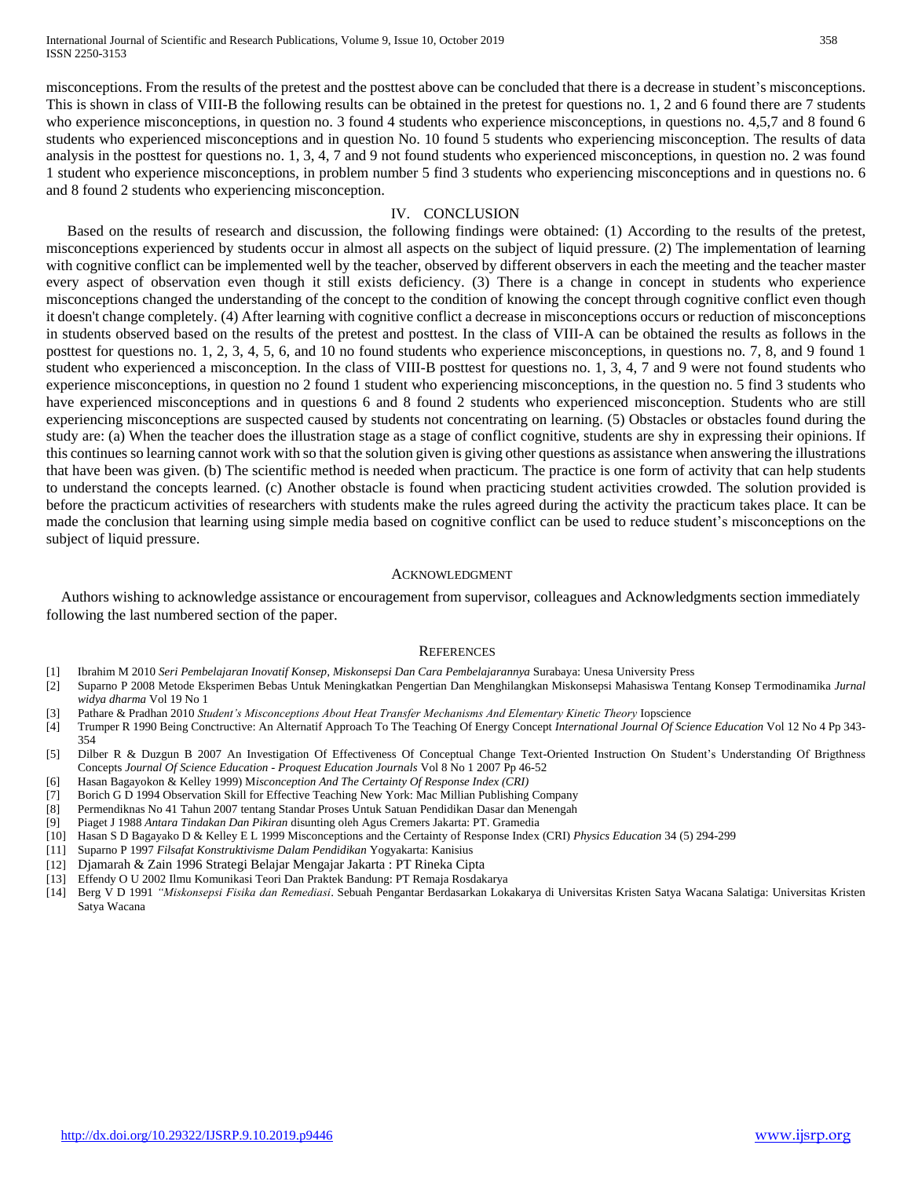misconceptions. From the results of the pretest and the posttest above can be concluded that there is a decrease in student's misconceptions. This is shown in class of VIII-B the following results can be obtained in the pretest for questions no. 1, 2 and 6 found there are 7 students who experience misconceptions, in question no. 3 found 4 students who experience misconceptions, in questions no. 4,5,7 and 8 found 6 students who experienced misconceptions and in question No. 10 found 5 students who experiencing misconception. The results of data analysis in the posttest for questions no. 1, 3, 4, 7 and 9 not found students who experienced misconceptions, in question no. 2 was found 1 student who experience misconceptions, in problem number 5 find 3 students who experiencing misconceptions and in questions no. 6 and 8 found 2 students who experiencing misconception.

## IV. CONCLUSION

Based on the results of research and discussion, the following findings were obtained: (1) According to the results of the pretest, misconceptions experienced by students occur in almost all aspects on the subject of liquid pressure. (2) The implementation of learning with cognitive conflict can be implemented well by the teacher, observed by different observers in each the meeting and the teacher master every aspect of observation even though it still exists deficiency. (3) There is a change in concept in students who experience misconceptions changed the understanding of the concept to the condition of knowing the concept through cognitive conflict even though it doesn't change completely. (4) After learning with cognitive conflict a decrease in misconceptions occurs or reduction of misconceptions in students observed based on the results of the pretest and posttest. In the class of VIII-A can be obtained the results as follows in the posttest for questions no. 1, 2, 3, 4, 5, 6, and 10 no found students who experience misconceptions, in questions no. 7, 8, and 9 found 1 student who experienced a misconception. In the class of VIII-B posttest for questions no. 1, 3, 4, 7 and 9 were not found students who experience misconceptions, in question no 2 found 1 student who experiencing misconceptions, in the question no. 5 find 3 students who have experienced misconceptions and in questions 6 and 8 found 2 students who experienced misconception. Students who are still experiencing misconceptions are suspected caused by students not concentrating on learning. (5) Obstacles or obstacles found during the study are: (a) When the teacher does the illustration stage as a stage of conflict cognitive, students are shy in expressing their opinions. If this continues so learning cannot work with so that the solution given is giving other questions as assistance when answering the illustrations that have been was given. (b) The scientific method is needed when practicum. The practice is one form of activity that can help students to understand the concepts learned. (c) Another obstacle is found when practicing student activities crowded. The solution provided is before the practicum activities of researchers with students make the rules agreed during the activity the practicum takes place. It can be made the conclusion that learning using simple media based on cognitive conflict can be used to reduce student's misconceptions on the subject of liquid pressure.

## ACKNOWLEDGMENT

Authors wishing to acknowledge assistance or encouragement from supervisor, colleagues and Acknowledgments section immediately following the last numbered section of the paper.

## REFERENCES

[1] Ibrahim M 2010 *Seri Pembelajaran Inovatif Konsep, Miskonsepsi Dan Cara Pembelajarannya* Surabaya: Unesa University Press

[2] Suparno P 2008 Metode Eksperimen Bebas Untuk Meningkatkan Pengertian Dan Menghilangkan Miskonsepsi Mahasiswa Tentang Konsep Termodinamika *Jurnal widya dharma* Vol 19 No 1

[3] Pathare & Pradhan 2010 *Student's Misconceptions About Heat Transfer Mechanisms And Elementary Kinetic Theory* Iopscience

[4] Trumper R 1990 Being Conctructive: An Alternatif Approach To The Teaching Of Energy Concept *International Journal Of Science Education* Vol 12 No 4 Pp 343-354

[5] Dilber R & Duzgun B 2007 An Investigation Of Effectiveness Of Conceptual Change Text-Oriented Instruction On Student's Understanding Of Brigthness Concepts *Journal Of Science Education - Proquest Education Journals* Vol 8 No 1 2007 Pp 46-52

[6] Hasan Bagayokon & Kelley 1999) M*isconception And The Certainty Of Response Index (CRI)*

[7] Borich G D 1994 Observation Skill for Effective Teaching New York: Mac Millian Publishing Company

[8] Permendiknas No 41 Tahun 2007 tentang Standar Proses Untuk Satuan Pendidikan Dasar dan Menengah

[9] Piaget J 1988 *Antara Tindakan Dan Pikiran* disunting oleh Agus Cremers Jakarta: PT. Gramedia

[10] Hasan S D Bagayako D & Kelley E L 1999 Misconceptions and the Certainty of Response Index (CRI) *Physics Education* 34 (5) 294-299

[11] Suparno P 1997 *Filsafat Konstruktivisme Dalam Pendidikan* Yogyakarta: Kanisius

[12] Djamarah & Zain 1996 Strategi Belajar Mengajar Jakarta : PT Rineka Cipta

[13] Effendy O U 2002 Ilmu Komunikasi Teori Dan Praktek Bandung: PT Remaja Rosdakarya

[14] Berg V D 1991 *"Miskonsepsi Fisika dan Remediasi*. Sebuah Pengantar Berdasarkan Lokakarya di Universitas Kristen Satya Wacana Salatiga: Universitas Kristen Satya Wacana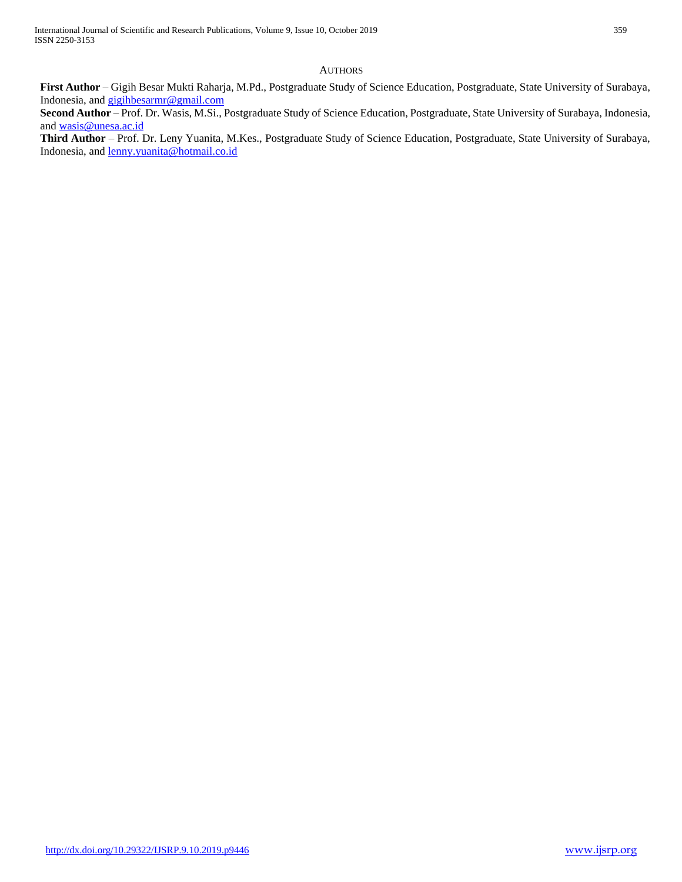## AUTHORS

**First Author** – Gigih Besar Mukti Raharja, M.Pd., Postgraduate Study of Science Education, Postgraduate, State University of Surabaya, Indonesia, and gigihbesarmr@gmail.com

**Second Author** – Prof. Dr. Wasis, M.Si., Postgraduate Study of Science Education, Postgraduate, State University of Surabaya, Indonesia, and wasis@unesa.ac.id

**Third Author** – Prof. Dr. Leny Yuanita, M.Kes., Postgraduate Study of Science Education, Postgraduate, State University of Surabaya, Indonesia, and lenny.yuanita@hotmail.co.id